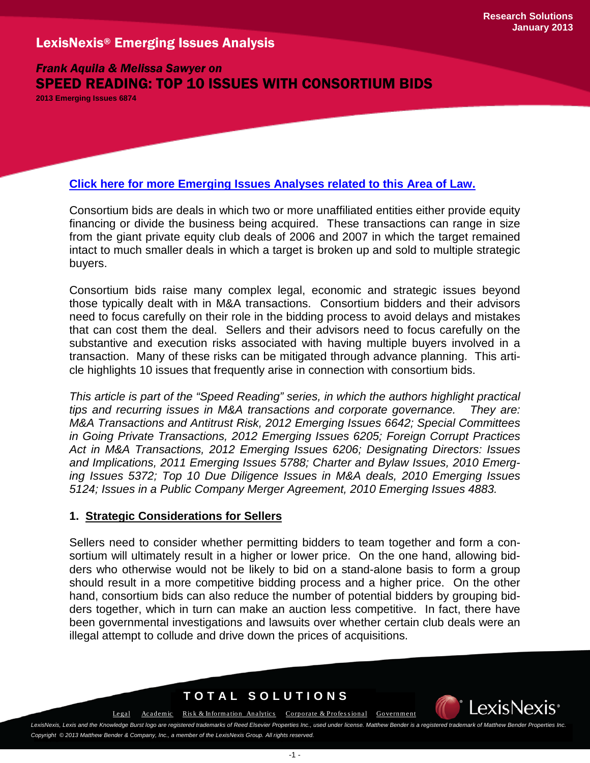Research Solutions
January 2013

LexisNexis® Emerging Issues Analysis

*Frank Aquila & Melissa Sawyer on*

# SPEED READING: TOP 10 ISSUES WITH CONSORTIUM BIDS

**2013 Emerging Issues 6874**

**Click here for more Emerging Issues Analyses related to this Area of Law.**

Consortium bids are deals in which two or more unaffiliated entities either provide equity financing or divide the business being acquired. These transactions can range in size from the giant private equity club deals of 2006 and 2007 in which the target remained intact to much smaller deals in which a target is broken up and sold to multiple strategic buyers.

Consortium bids raise many complex legal, economic and strategic issues beyond those typically dealt with in M&A transactions. Consortium bidders and their advisors need to focus carefully on their role in the bidding process to avoid delays and mistakes that can cost them the deal. Sellers and their advisors need to focus carefully on the substantive and execution risks associated with having multiple buyers involved in a transaction. Many of these risks can be mitigated through advance planning. This article highlights 10 issues that frequently arise in connection with consortium bids.

*This article is part of the "Speed Reading" series, in which the authors highlight practical tips and recurring issues in M&A transactions and corporate governance. They are: M&A Transactions and Antitrust Risk, 2012 Emerging Issues 6642; Special Committees in Going Private Transactions, 2012 Emerging Issues 6205; Foreign Corrupt Practices Act in M&A Transactions, 2012 Emerging Issues 6206; Designating Directors: Issues and Implications, 2011 Emerging Issues 5788; Charter and Bylaw Issues, 2010 Emerging Issues 5372; Top 10 Due Diligence Issues in M&A deals, 2010 Emerging Issues 5124; Issues in a Public Company Merger Agreement, 2010 Emerging Issues 4883.*

## 1. Strategic Considerations for Sellers

Sellers need to consider whether permitting bidders to team together and form a consortium will ultimately result in a higher or lower price. On the one hand, allowing bidders who otherwise would not be likely to bid on a stand-alone basis to form a group should result in a more competitive bidding process and a higher price. On the other hand, consortium bids can also reduce the number of potential bidders by grouping bidders together, which in turn can make an auction less competitive. In fact, there have been governmental investigations and lawsuits over whether certain club deals were an illegal attempt to collude and drive down the prices of acquisitions.

TOTAL SOLUTIONS

Legal Academic Risk & Information Analytics Corporate & Professional Government

LexisNexis, Lexis and the Knowledge Burst logo are registered trademarks of Reed Elsevier Properties Inc., used under license. Matthew Bender is a registered trademark of Matthew Bender Properties Inc.
Copyright © 2013 Matthew Bender & Company, Inc., a member of the LexisNexis Group. All rights reserved.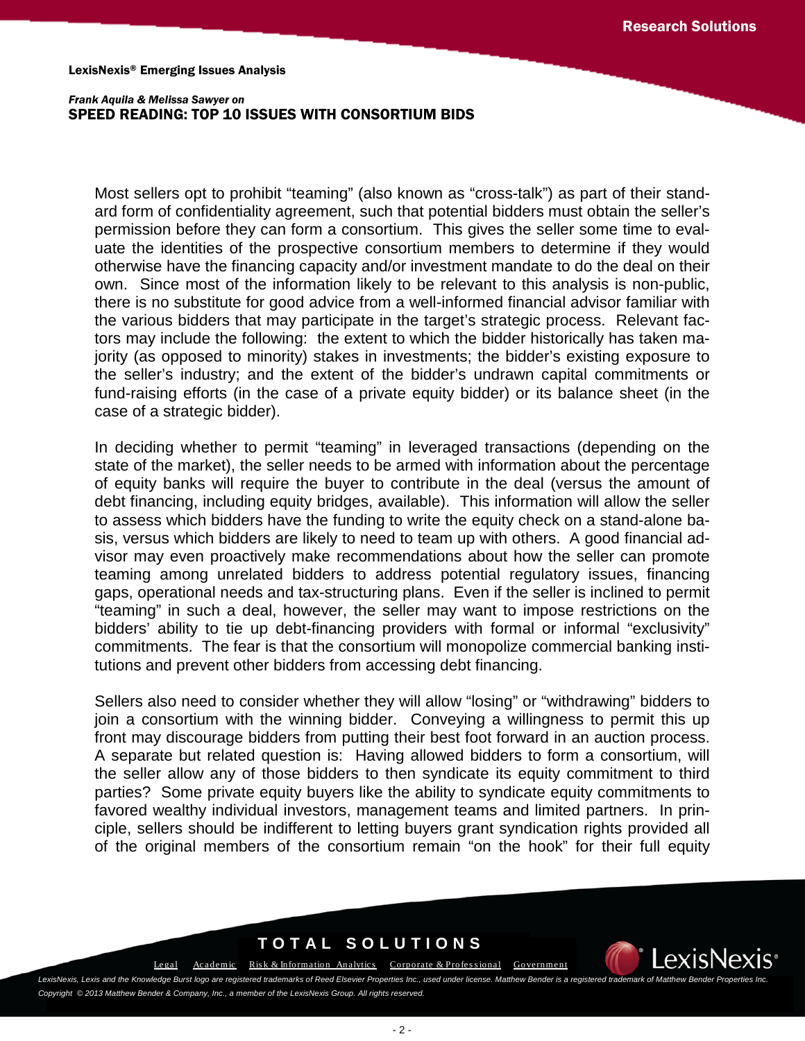Most sellers opt to prohibit "teaming" (also known as "cross-talk") as part of their standard form of confidentiality agreement, such that potential bidders must obtain the seller's permission before they can form a consortium. This gives the seller some time to evaluate the identities of the prospective consortium members to determine if they would otherwise have the financing capacity and/or investment mandate to do the deal on their own. Since most of the information likely to be relevant to this analysis is non-public, there is no substitute for good advice from a well-informed financial advisor familiar with the various bidders that may participate in the target's strategic process. Relevant factors may include the following: the extent to which the bidder historically has taken majority (as opposed to minority) stakes in investments; the bidder's existing exposure to the seller's industry; and the extent of the bidder's undrawn capital commitments or fund-raising efforts (in the case of a private equity bidder) or its balance sheet (in the case of a strategic bidder).

In deciding whether to permit "teaming" in leveraged transactions (depending on the state of the market), the seller needs to be armed with information about the percentage of equity banks will require the buyer to contribute in the deal (versus the amount of debt financing, including equity bridges, available). This information will allow the seller to assess which bidders have the funding to write the equity check on a stand-alone basis, versus which bidders are likely to need to team up with others. A good financial advisor may even proactively make recommendations about how the seller can promote teaming among unrelated bidders to address potential regulatory issues, financing gaps, operational needs and tax-structuring plans. Even if the seller is inclined to permit "teaming" in such a deal, however, the seller may want to impose restrictions on the bidders' ability to tie up debt-financing providers with formal or informal "exclusivity" commitments. The fear is that the consortium will monopolize commercial banking institutions and prevent other bidders from accessing debt financing.

Sellers also need to consider whether they will allow "losing" or "withdrawing" bidders to join a consortium with the winning bidder. Conveying a willingness to permit this up front may discourage bidders from putting their best foot forward in an auction process. A separate but related question is: Having allowed bidders to form a consortium, will the seller allow any of those bidders to then syndicate its equity commitment to third parties? Some private equity buyers like the ability to syndicate equity commitments to favored wealthy individual investors, management teams and limited partners. In principle, sellers should be indifferent to letting buyers grant syndication rights provided all of the original members of the consortium remain "on the hook" for their full equity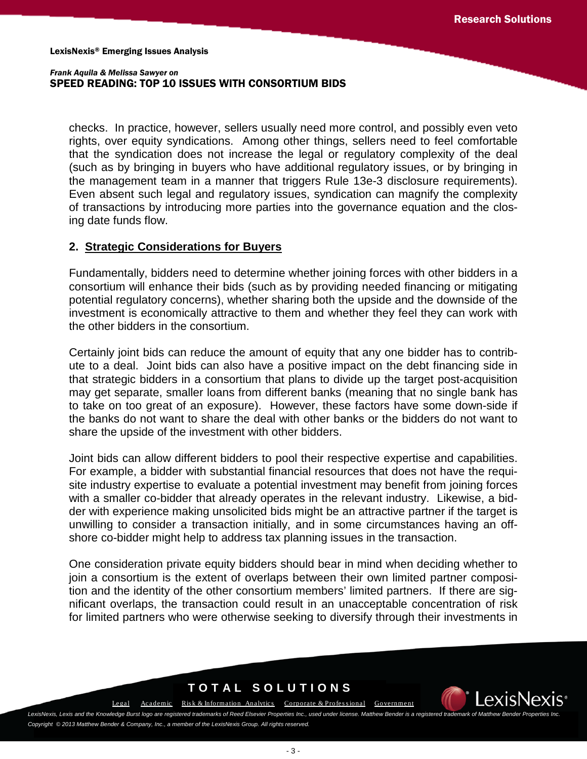checks. In practice, however, sellers usually need more control, and possibly even veto rights, over equity syndications. Among other things, sellers need to feel comfortable that the syndication does not increase the legal or regulatory complexity of the deal (such as by bringing in buyers who have additional regulatory issues, or by bringing in the management team in a manner that triggers Rule 13e-3 disclosure requirements). Even absent such legal and regulatory issues, syndication can magnify the complexity of transactions by introducing more parties into the governance equation and the closing date funds flow.

## 2. Strategic Considerations for Buyers

Fundamentally, bidders need to determine whether joining forces with other bidders in a consortium will enhance their bids (such as by providing needed financing or mitigating potential regulatory concerns), whether sharing both the upside and the downside of the investment is economically attractive to them and whether they feel they can work with the other bidders in the consortium.

Certainly joint bids can reduce the amount of equity that any one bidder has to contribute to a deal. Joint bids can also have a positive impact on the debt financing side in that strategic bidders in a consortium that plans to divide up the target post-acquisition may get separate, smaller loans from different banks (meaning that no single bank has to take on too great of an exposure). However, these factors have some down-side if the banks do not want to share the deal with other banks or the bidders do not want to share the upside of the investment with other bidders.

Joint bids can allow different bidders to pool their respective expertise and capabilities. For example, a bidder with substantial financial resources that does not have the requisite industry expertise to evaluate a potential investment may benefit from joining forces with a smaller co-bidder that already operates in the relevant industry. Likewise, a bidder with experience making unsolicited bids might be an attractive partner if the target is unwilling to consider a transaction initially, and in some circumstances having an offshore co-bidder might help to address tax planning issues in the transaction.

One consideration private equity bidders should bear in mind when deciding whether to join a consortium is the extent of overlaps between their own limited partner composition and the identity of the other consortium members' limited partners. If there are significant overlaps, the transaction could result in an unacceptable concentration of risk for limited partners who were otherwise seeking to diversify through their investments in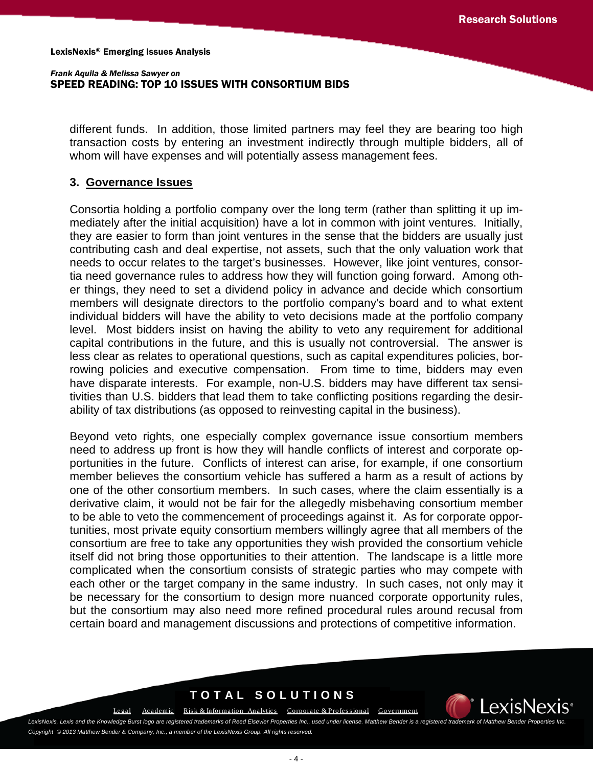different funds. In addition, those limited partners may feel they are bearing too high transaction costs by entering an investment indirectly through multiple bidders, all of whom will have expenses and will potentially assess management fees.

### 3. Governance Issues

Consortia holding a portfolio company over the long term (rather than splitting it up immediately after the initial acquisition) have a lot in common with joint ventures. Initially, they are easier to form than joint ventures in the sense that the bidders are usually just contributing cash and deal expertise, not assets, such that the only valuation work that needs to occur relates to the target's businesses. However, like joint ventures, consortia need governance rules to address how they will function going forward. Among other things, they need to set a dividend policy in advance and decide which consortium members will designate directors to the portfolio company's board and to what extent individual bidders will have the ability to veto decisions made at the portfolio company level. Most bidders insist on having the ability to veto any requirement for additional capital contributions in the future, and this is usually not controversial. The answer is less clear as relates to operational questions, such as capital expenditures policies, borrowing policies and executive compensation. From time to time, bidders may even have disparate interests. For example, non-U.S. bidders may have different tax sensitivities than U.S. bidders that lead them to take conflicting positions regarding the desirability of tax distributions (as opposed to reinvesting capital in the business).

Beyond veto rights, one especially complex governance issue consortium members need to address up front is how they will handle conflicts of interest and corporate opportunities in the future. Conflicts of interest can arise, for example, if one consortium member believes the consortium vehicle has suffered a harm as a result of actions by one of the other consortium members. In such cases, where the claim essentially is a derivative claim, it would not be fair for the allegedly misbehaving consortium member to be able to veto the commencement of proceedings against it. As for corporate opportunities, most private equity consortium members willingly agree that all members of the consortium are free to take any opportunities they wish provided the consortium vehicle itself did not bring those opportunities to their attention. The landscape is a little more complicated when the consortium consists of strategic parties who may compete with each other or the target company in the same industry. In such cases, not only may it be necessary for the consortium to design more nuanced corporate opportunity rules, but the consortium may also need more refined procedural rules around recusal from certain board and management discussions and protections of competitive information.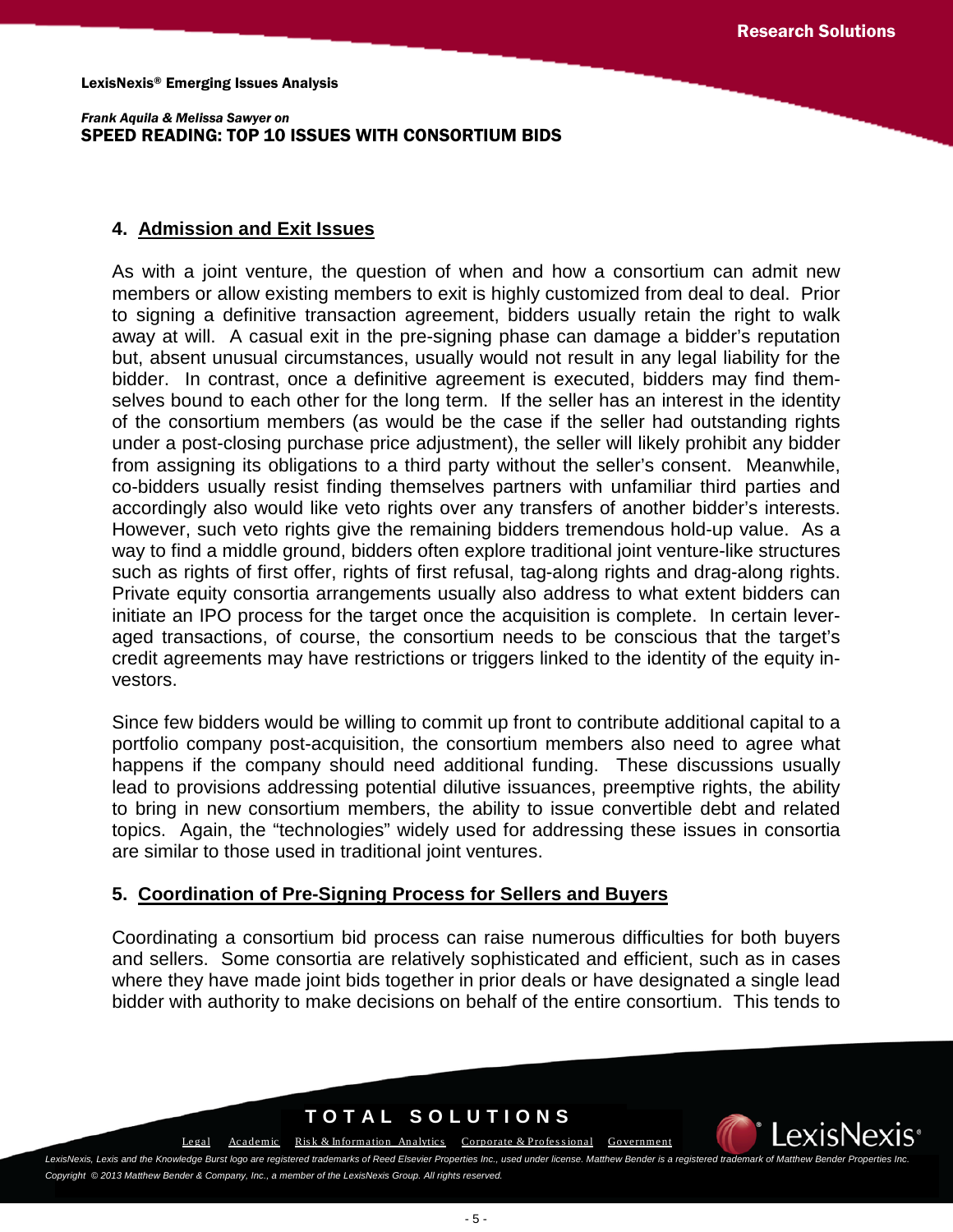## 4. Admission and Exit Issues

As with a joint venture, the question of when and how a consortium can admit new members or allow existing members to exit is highly customized from deal to deal. Prior to signing a definitive transaction agreement, bidders usually retain the right to walk away at will. A casual exit in the pre-signing phase can damage a bidder's reputation but, absent unusual circumstances, usually would not result in any legal liability for the bidder. In contrast, once a definitive agreement is executed, bidders may find themselves bound to each other for the long term. If the seller has an interest in the identity of the consortium members (as would be the case if the seller had outstanding rights under a post-closing purchase price adjustment), the seller will likely prohibit any bidder from assigning its obligations to a third party without the seller's consent. Meanwhile, co-bidders usually resist finding themselves partners with unfamiliar third parties and accordingly also would like veto rights over any transfers of another bidder's interests. However, such veto rights give the remaining bidders tremendous hold-up value. As a way to find a middle ground, bidders often explore traditional joint venture-like structures such as rights of first offer, rights of first refusal, tag-along rights and drag-along rights. Private equity consortia arrangements usually also address to what extent bidders can initiate an IPO process for the target once the acquisition is complete. In certain leveraged transactions, of course, the consortium needs to be conscious that the target's credit agreements may have restrictions or triggers linked to the identity of the equity investors.

Since few bidders would be willing to commit up front to contribute additional capital to a portfolio company post-acquisition, the consortium members also need to agree what happens if the company should need additional funding. These discussions usually lead to provisions addressing potential dilutive issuances, preemptive rights, the ability to bring in new consortium members, the ability to issue convertible debt and related topics. Again, the "technologies" widely used for addressing these issues in consortia are similar to those used in traditional joint ventures.

## 5. Coordination of Pre-Signing Process for Sellers and Buyers

Coordinating a consortium bid process can raise numerous difficulties for both buyers and sellers. Some consortia are relatively sophisticated and efficient, such as in cases where they have made joint bids together in prior deals or have designated a single lead bidder with authority to make decisions on behalf of the entire consortium. This tends to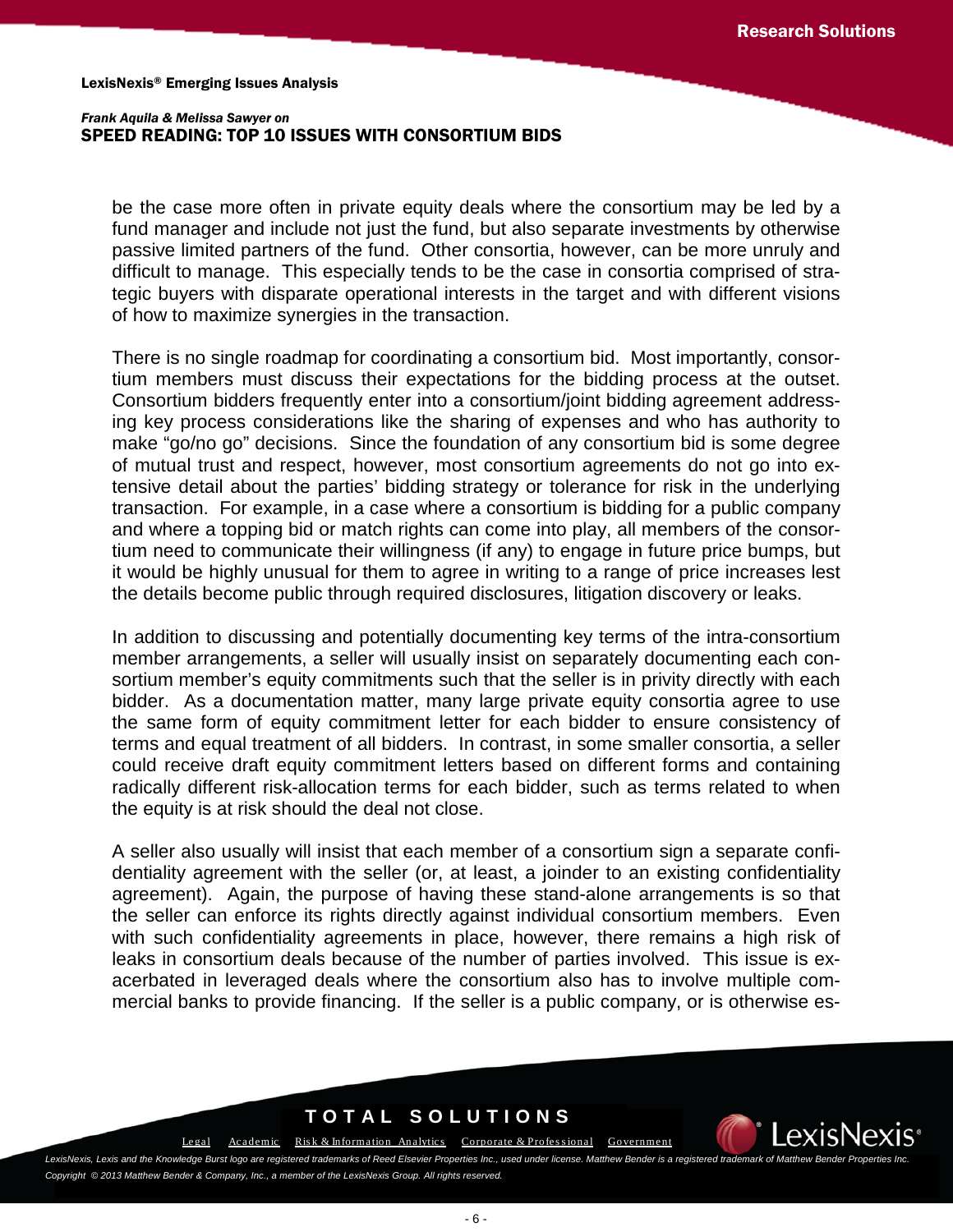be the case more often in private equity deals where the consortium may be led by a fund manager and include not just the fund, but also separate investments by otherwise passive limited partners of the fund. Other consortia, however, can be more unruly and difficult to manage. This especially tends to be the case in consortia comprised of strategic buyers with disparate operational interests in the target and with different visions of how to maximize synergies in the transaction.

There is no single roadmap for coordinating a consortium bid. Most importantly, consortium members must discuss their expectations for the bidding process at the outset. Consortium bidders frequently enter into a consortium/joint bidding agreement addressing key process considerations like the sharing of expenses and who has authority to make “go/no go” decisions. Since the foundation of any consortium bid is some degree of mutual trust and respect, however, most consortium agreements do not go into extensive detail about the parties’ bidding strategy or tolerance for risk in the underlying transaction. For example, in a case where a consortium is bidding for a public company and where a topping bid or match rights can come into play, all members of the consortium need to communicate their willingness (if any) to engage in future price bumps, but it would be highly unusual for them to agree in writing to a range of price increases lest the details become public through required disclosures, litigation discovery or leaks.

In addition to discussing and potentially documenting key terms of the intra-consortium member arrangements, a seller will usually insist on separately documenting each consortium member’s equity commitments such that the seller is in privity directly with each bidder. As a documentation matter, many large private equity consortia agree to use the same form of equity commitment letter for each bidder to ensure consistency of terms and equal treatment of all bidders. In contrast, in some smaller consortia, a seller could receive draft equity commitment letters based on different forms and containing radically different risk-allocation terms for each bidder, such as terms related to when the equity is at risk should the deal not close.

A seller also usually will insist that each member of a consortium sign a separate confidentiality agreement with the seller (or, at least, a joinder to an existing confidentiality agreement). Again, the purpose of having these stand-alone arrangements is so that the seller can enforce its rights directly against individual consortium members. Even with such confidentiality agreements in place, however, there remains a high risk of leaks in consortium deals because of the number of parties involved. This issue is exacerbated in leveraged deals where the consortium also has to involve multiple commercial banks to provide financing. If the seller is a public company, or is otherwise es-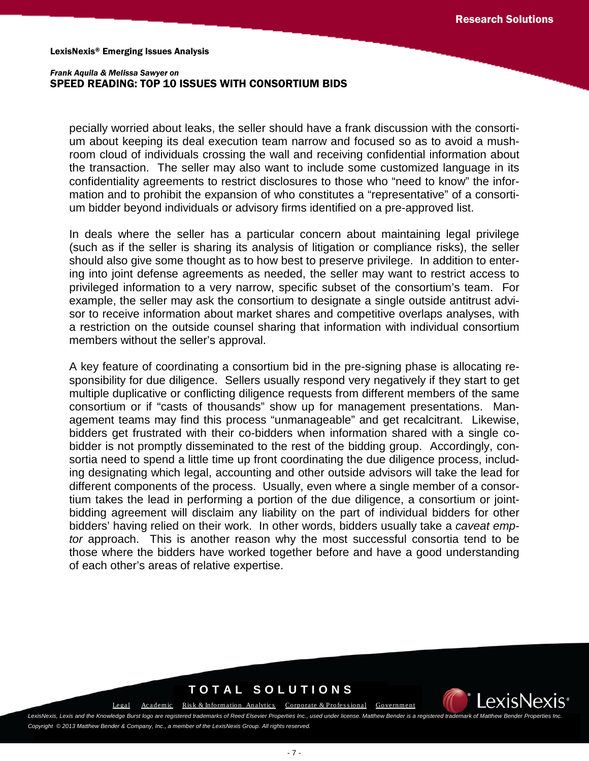pecially worried about leaks, the seller should have a frank discussion with the consortium about keeping its deal execution team narrow and focused so as to avoid a mushroom cloud of individuals crossing the wall and receiving confidential information about the transaction. The seller may also want to include some customized language in its confidentiality agreements to restrict disclosures to those who "need to know" the information and to prohibit the expansion of who constitutes a "representative" of a consortium bidder beyond individuals or advisory firms identified on a pre-approved list.

In deals where the seller has a particular concern about maintaining legal privilege (such as if the seller is sharing its analysis of litigation or compliance risks), the seller should also give some thought as to how best to preserve privilege. In addition to entering into joint defense agreements as needed, the seller may want to restrict access to privileged information to a very narrow, specific subset of the consortium's team. For example, the seller may ask the consortium to designate a single outside antitrust advisor to receive information about market shares and competitive overlaps analyses, with a restriction on the outside counsel sharing that information with individual consortium members without the seller's approval.

A key feature of coordinating a consortium bid in the pre-signing phase is allocating responsibility for due diligence. Sellers usually respond very negatively if they start to get multiple duplicative or conflicting diligence requests from different members of the same consortium or if "casts of thousands" show up for management presentations. Management teams may find this process "unmanageable" and get recalcitrant. Likewise, bidders get frustrated with their co-bidders when information shared with a single co-bidder is not promptly disseminated to the rest of the bidding group. Accordingly, consortia need to spend a little time up front coordinating the due diligence process, including designating which legal, accounting and other outside advisors will take the lead for different components of the process. Usually, even where a single member of a consortium takes the lead in performing a portion of the due diligence, a consortium or joint-bidding agreement will disclaim any liability on the part of individual bidders for other bidders' having relied on their work. In other words, bidders usually take a *caveat emptor* approach. This is another reason why the most successful consortia tend to be those where the bidders have worked together before and have a good understanding of each other's areas of relative expertise.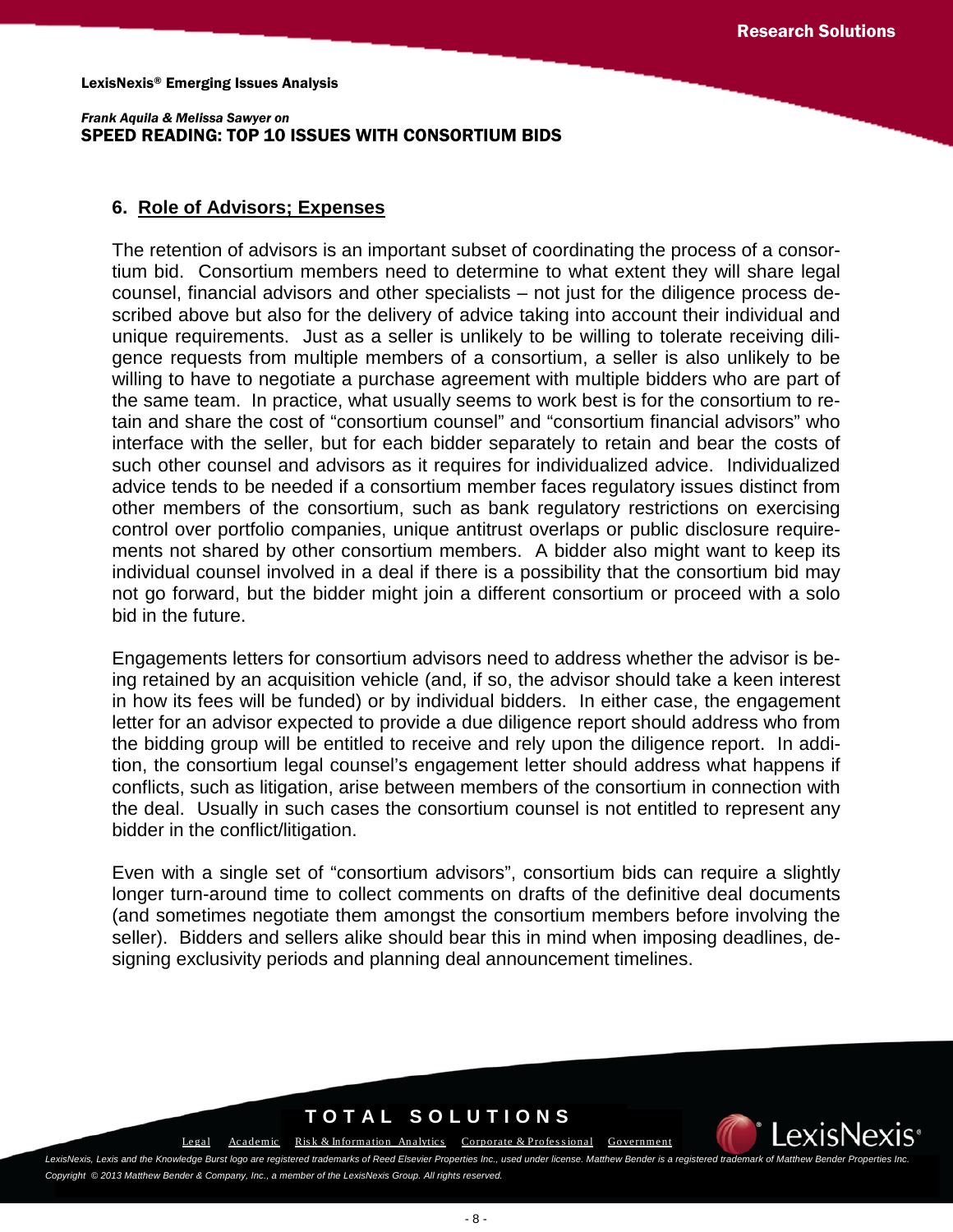## 6. Role of Advisors; Expenses

The retention of advisors is an important subset of coordinating the process of a consortium bid. Consortium members need to determine to what extent they will share legal counsel, financial advisors and other specialists – not just for the diligence process described above but also for the delivery of advice taking into account their individual and unique requirements. Just as a seller is unlikely to be willing to tolerate receiving diligence requests from multiple members of a consortium, a seller is also unlikely to be willing to have to negotiate a purchase agreement with multiple bidders who are part of the same team. In practice, what usually seems to work best is for the consortium to retain and share the cost of "consortium counsel" and "consortium financial advisors" who interface with the seller, but for each bidder separately to retain and bear the costs of such other counsel and advisors as it requires for individualized advice. Individualized advice tends to be needed if a consortium member faces regulatory issues distinct from other members of the consortium, such as bank regulatory restrictions on exercising control over portfolio companies, unique antitrust overlaps or public disclosure requirements not shared by other consortium members. A bidder also might want to keep its individual counsel involved in a deal if there is a possibility that the consortium bid may not go forward, but the bidder might join a different consortium or proceed with a solo bid in the future.

Engagements letters for consortium advisors need to address whether the advisor is being retained by an acquisition vehicle (and, if so, the advisor should take a keen interest in how its fees will be funded) or by individual bidders. In either case, the engagement letter for an advisor expected to provide a due diligence report should address who from the bidding group will be entitled to receive and rely upon the diligence report. In addition, the consortium legal counsel's engagement letter should address what happens if conflicts, such as litigation, arise between members of the consortium in connection with the deal. Usually in such cases the consortium counsel is not entitled to represent any bidder in the conflict/litigation.

Even with a single set of "consortium advisors", consortium bids can require a slightly longer turn-around time to collect comments on drafts of the definitive deal documents (and sometimes negotiate them amongst the consortium members before involving the seller). Bidders and sellers alike should bear this in mind when imposing deadlines, designing exclusivity periods and planning deal announcement timelines.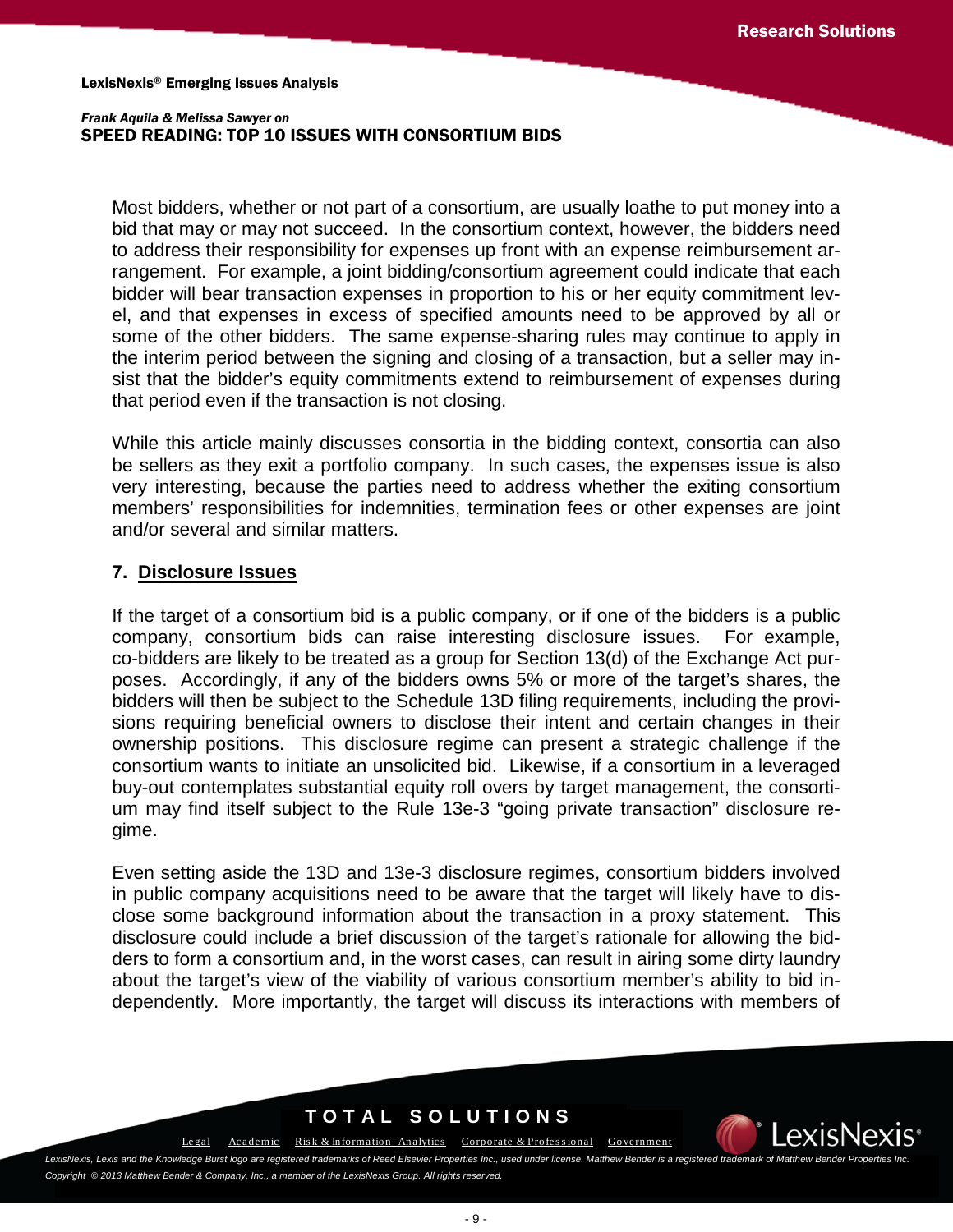Most bidders, whether or not part of a consortium, are usually loathe to put money into a bid that may or may not succeed. In the consortium context, however, the bidders need to address their responsibility for expenses up front with an expense reimbursement arrangement. For example, a joint bidding/consortium agreement could indicate that each bidder will bear transaction expenses in proportion to his or her equity commitment level, and that expenses in excess of specified amounts need to be approved by all or some of the other bidders. The same expense-sharing rules may continue to apply in the interim period between the signing and closing of a transaction, but a seller may insist that the bidder's equity commitments extend to reimbursement of expenses during that period even if the transaction is not closing.

While this article mainly discusses consortia in the bidding context, consortia can also be sellers as they exit a portfolio company. In such cases, the expenses issue is also very interesting, because the parties need to address whether the exiting consortium members' responsibilities for indemnities, termination fees or other expenses are joint and/or several and similar matters.

### 7. Disclosure Issues

If the target of a consortium bid is a public company, or if one of the bidders is a public company, consortium bids can raise interesting disclosure issues. For example, co-bidders are likely to be treated as a group for Section 13(d) of the Exchange Act purposes. Accordingly, if any of the bidders owns 5% or more of the target's shares, the bidders will then be subject to the Schedule 13D filing requirements, including the provisions requiring beneficial owners to disclose their intent and certain changes in their ownership positions. This disclosure regime can present a strategic challenge if the consortium wants to initiate an unsolicited bid. Likewise, if a consortium in a leveraged buy-out contemplates substantial equity roll overs by target management, the consortium may find itself subject to the Rule 13e-3 "going private transaction" disclosure regime.

Even setting aside the 13D and 13e-3 disclosure regimes, consortium bidders involved in public company acquisitions need to be aware that the target will likely have to disclose some background information about the transaction in a proxy statement. This disclosure could include a brief discussion of the target's rationale for allowing the bidders to form a consortium and, in the worst cases, can result in airing some dirty laundry about the target's view of the viability of various consortium member's ability to bid independently. More importantly, the target will discuss its interactions with members of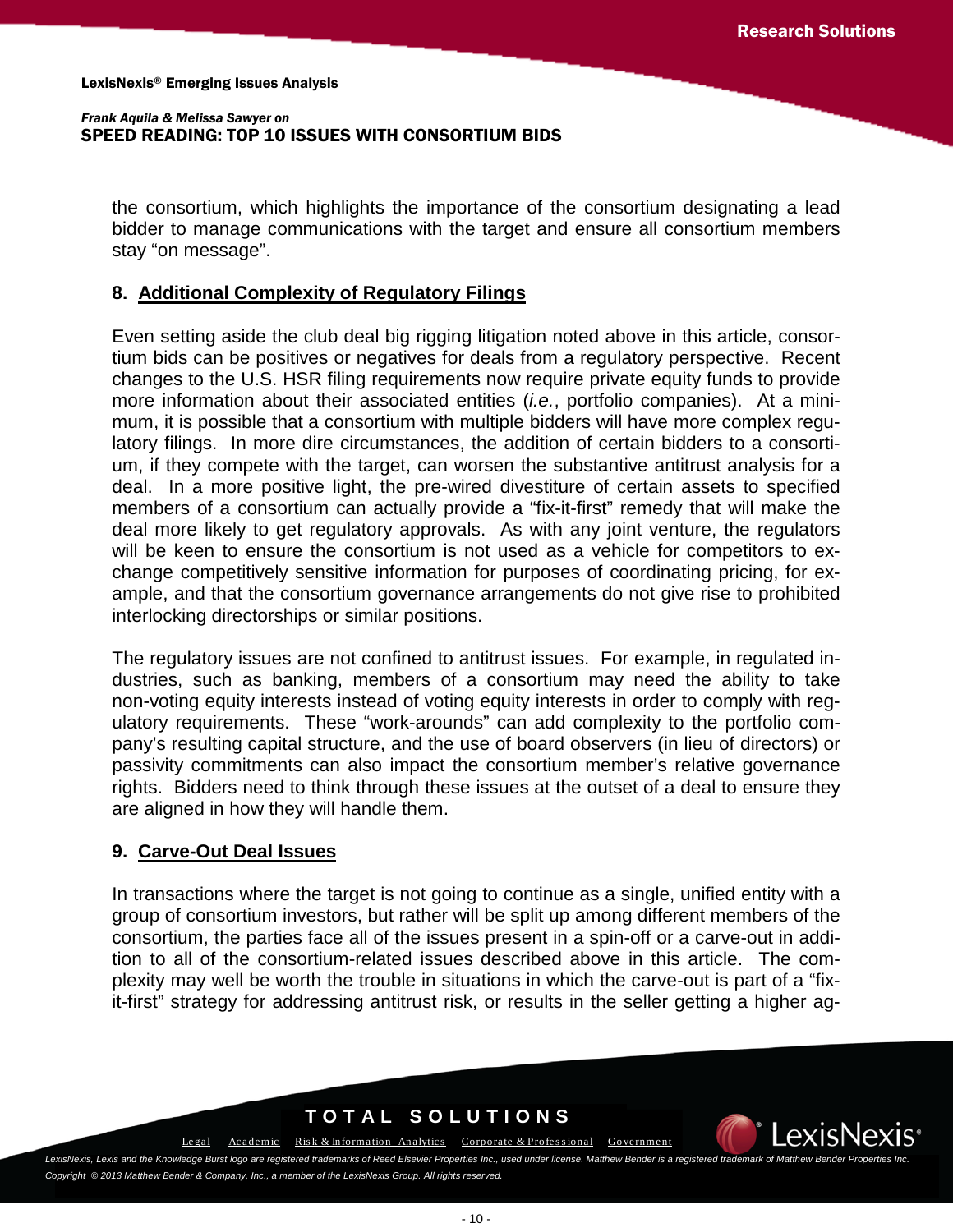the consortium, which highlights the importance of the consortium designating a lead bidder to manage communications with the target and ensure all consortium members stay "on message".

## 8. Additional Complexity of Regulatory Filings

Even setting aside the club deal big rigging litigation noted above in this article, consortium bids can be positives or negatives for deals from a regulatory perspective. Recent changes to the U.S. HSR filing requirements now require private equity funds to provide more information about their associated entities (*i.e.*, portfolio companies). At a minimum, it is possible that a consortium with multiple bidders will have more complex regulatory filings. In more dire circumstances, the addition of certain bidders to a consortium, if they compete with the target, can worsen the substantive antitrust analysis for a deal. In a more positive light, the pre-wired divestiture of certain assets to specified members of a consortium can actually provide a "fix-it-first" remedy that will make the deal more likely to get regulatory approvals. As with any joint venture, the regulators will be keen to ensure the consortium is not used as a vehicle for competitors to exchange competitively sensitive information for purposes of coordinating pricing, for example, and that the consortium governance arrangements do not give rise to prohibited interlocking directorships or similar positions.

The regulatory issues are not confined to antitrust issues. For example, in regulated industries, such as banking, members of a consortium may need the ability to take non-voting equity interests instead of voting equity interests in order to comply with regulatory requirements. These "work-arounds" can add complexity to the portfolio company's resulting capital structure, and the use of board observers (in lieu of directors) or passivity commitments can also impact the consortium member's relative governance rights. Bidders need to think through these issues at the outset of a deal to ensure they are aligned in how they will handle them.

## 9. Carve-Out Deal Issues

In transactions where the target is not going to continue as a single, unified entity with a group of consortium investors, but rather will be split up among different members of the consortium, the parties face all of the issues present in a spin-off or a carve-out in addition to all of the consortium-related issues described above in this article. The complexity may well be worth the trouble in situations in which the carve-out is part of a "fix-it-first" strategy for addressing antitrust risk, or results in the seller getting a higher ag-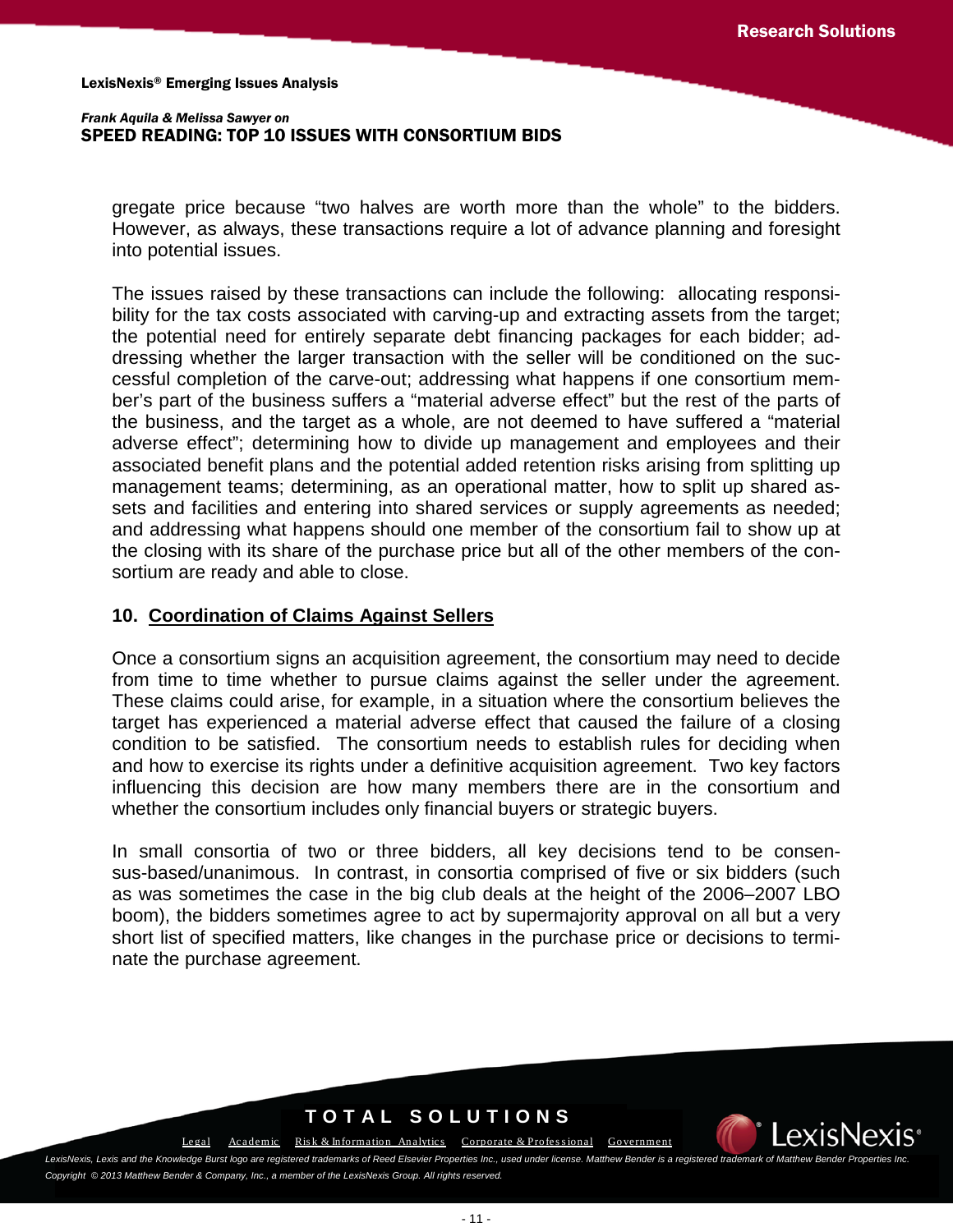gregate price because "two halves are worth more than the whole" to the bidders. However, as always, these transactions require a lot of advance planning and foresight into potential issues.

The issues raised by these transactions can include the following: allocating responsibility for the tax costs associated with carving-up and extracting assets from the target; the potential need for entirely separate debt financing packages for each bidder; addressing whether the larger transaction with the seller will be conditioned on the successful completion of the carve-out; addressing what happens if one consortium member's part of the business suffers a "material adverse effect" but the rest of the parts of the business, and the target as a whole, are not deemed to have suffered a "material adverse effect"; determining how to divide up management and employees and their associated benefit plans and the potential added retention risks arising from splitting up management teams; determining, as an operational matter, how to split up shared assets and facilities and entering into shared services or supply agreements as needed; and addressing what happens should one member of the consortium fail to show up at the closing with its share of the purchase price but all of the other members of the consortium are ready and able to close.

### 10. Coordination of Claims Against Sellers

Once a consortium signs an acquisition agreement, the consortium may need to decide from time to time whether to pursue claims against the seller under the agreement. These claims could arise, for example, in a situation where the consortium believes the target has experienced a material adverse effect that caused the failure of a closing condition to be satisfied. The consortium needs to establish rules for deciding when and how to exercise its rights under a definitive acquisition agreement. Two key factors influencing this decision are how many members there are in the consortium and whether the consortium includes only financial buyers or strategic buyers.

In small consortia of two or three bidders, all key decisions tend to be consensus-based/unanimous. In contrast, in consortia comprised of five or six bidders (such as was sometimes the case in the big club deals at the height of the 2006–2007 LBO boom), the bidders sometimes agree to act by supermajority approval on all but a very short list of specified matters, like changes in the purchase price or decisions to terminate the purchase agreement.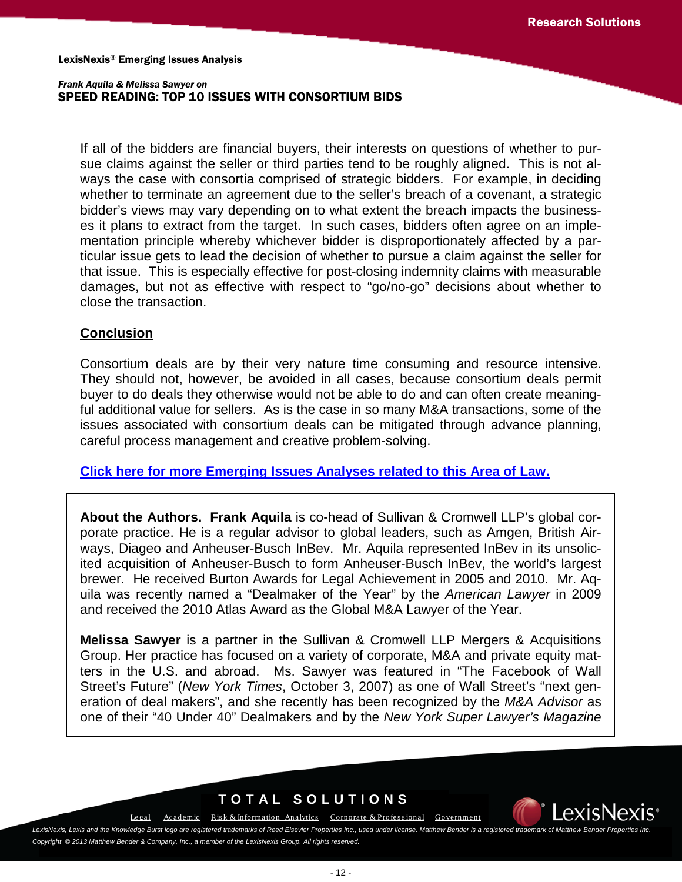If all of the bidders are financial buyers, their interests on questions of whether to pursue claims against the seller or third parties tend to be roughly aligned. This is not always the case with consortia comprised of strategic bidders. For example, in deciding whether to terminate an agreement due to the seller's breach of a covenant, a strategic bidder's views may vary depending on to what extent the breach impacts the businesses it plans to extract from the target. In such cases, bidders often agree on an implementation principle whereby whichever bidder is disproportionately affected by a particular issue gets to lead the decision of whether to pursue a claim against the seller for that issue. This is especially effective for post-closing indemnity claims with measurable damages, but not as effective with respect to "go/no-go" decisions about whether to close the transaction.

## Conclusion

Consortium deals are by their very nature time consuming and resource intensive. They should not, however, be avoided in all cases, because consortium deals permit buyer to do deals they otherwise would not be able to do and can often create meaningful additional value for sellers. As is the case in so many M&A transactions, some of the issues associated with consortium deals can be mitigated through advance planning, careful process management and creative problem-solving.

**Click here for more Emerging Issues Analyses related to this Area of Law.**

**About the Authors. Frank Aquila** is co-head of Sullivan & Cromwell LLP's global corporate practice. He is a regular advisor to global leaders, such as Amgen, British Airways, Diageo and Anheuser-Busch InBev. Mr. Aquila represented InBev in its unsolicited acquisition of Anheuser-Busch to form Anheuser-Busch InBev, the world's largest brewer. He received Burton Awards for Legal Achievement in 2005 and 2010. Mr. Aquila was recently named a "Dealmaker of the Year" by the *American Lawyer* in 2009 and received the 2010 Atlas Award as the Global M&A Lawyer of the Year.

**Melissa Sawyer** is a partner in the Sullivan & Cromwell LLP Mergers & Acquisitions Group. Her practice has focused on a variety of corporate, M&A and private equity matters in the U.S. and abroad. Ms. Sawyer was featured in "The Facebook of Wall Street's Future" (*New York Times*, October 3, 2007) as one of Wall Street's "next generation of deal makers", and she recently has been recognized by the *M&A Advisor* as one of their "40 Under 40" Dealmakers and by the *New York Super Lawyer's Magazine*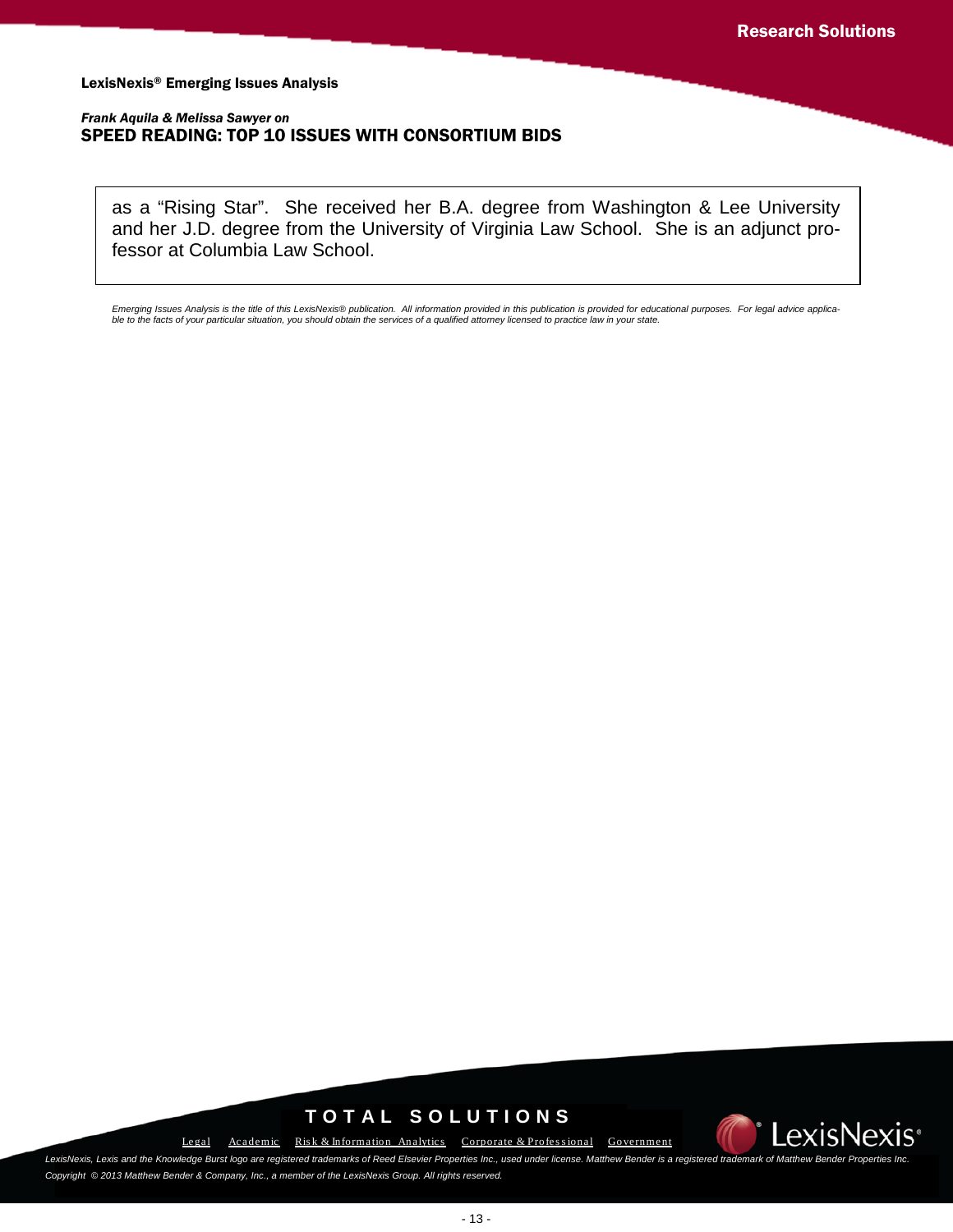as a “Rising Star”. She received her B.A. degree from Washington & Lee University and her J.D. degree from the University of Virginia Law School. She is an adjunct professor at Columbia Law School.

*Emerging Issues Analysis is the title of this LexisNexis® publication. All information provided in this publication is provided for educational purposes. For legal advice applicable to the facts of your particular situation, you should obtain the services of a qualified attorney licensed to practice law in your state.*

**TOTAL SOLUTIONS**

Legal Academic Risk & Information Analytics Corporate & Professional Government

*LexisNexis, Lexis and the Knowledge Burst logo are registered trademarks of Reed Elsevier Properties Inc., used under license. Matthew Bender is a registered trademark of Matthew Bender Properties Inc.*

*Copyright © 2013 Matthew Bender & Company, Inc., a member of the LexisNexis Group. All rights reserved.*